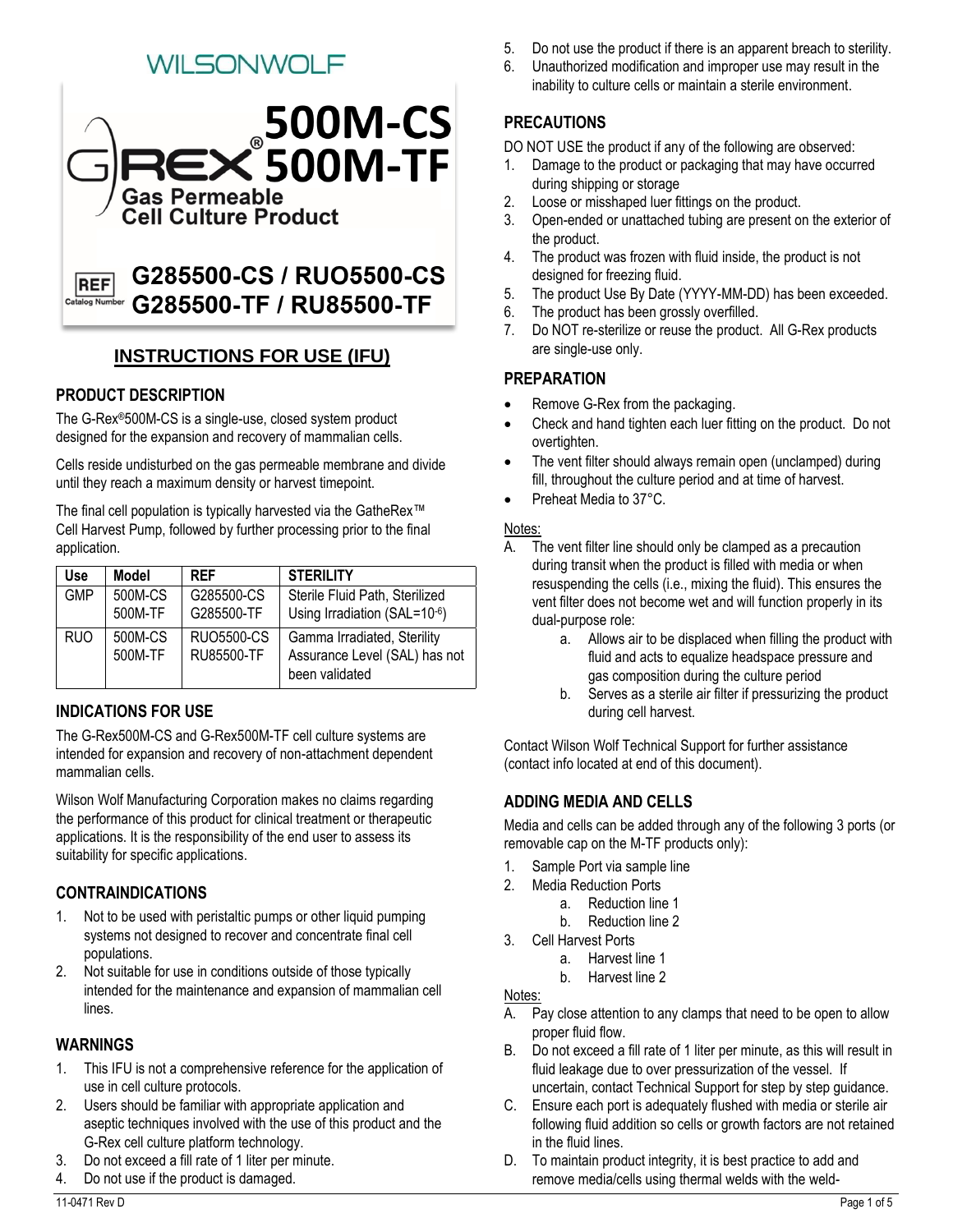WILSONWOLF

# G-REX® 500M-CS 500M-TF

**Gas Permeable Cell Culture Product**

REF Catalog Number **G285500-CS / RUO5500-CS**
**G285500-TF / RU85500-TF**

## INSTRUCTIONS FOR USE (IFU)

### PRODUCT DESCRIPTION

The G-Rex®500M-CS is a single-use, closed system product designed for the expansion and recovery of mammalian cells.

Cells reside undisturbed on the gas permeable membrane and divide until they reach a maximum density or harvest timepoint.

The final cell population is typically harvested via the GatheRex™ Cell Harvest Pump, followed by further processing prior to the final application.

| Use | Model | REF | STERILITY |
|---|---|---|---|
| GMP | 500M-CS 500M-TF | G285500-CS G285500-TF | Sterile Fluid Path, Sterilized Using Irradiation (SAL=$10^{-6}$) |
| RUO | 500M-CS 500M-TF | RUO5500-CS RU85500-TF | Gamma Irradiated, Sterility Assurance Level (SAL) has not been validated |

### INDICATIONS FOR USE

The G-Rex500M-CS and G-Rex500M-TF cell culture systems are intended for expansion and recovery of non-attachment dependent mammalian cells.

Wilson Wolf Manufacturing Corporation makes no claims regarding the performance of this product for clinical treatment or therapeutic applications. It is the responsibility of the end user to assess its suitability for specific applications.

### CONTRAINDICATIONS

1. Not to be used with peristaltic pumps or other liquid pumping systems not designed to recover and concentrate final cell populations.
2. Not suitable for use in conditions outside of those typically intended for the maintenance and expansion of mammalian cell lines.

### WARNINGS

1. This IFU is not a comprehensive reference for the application of use in cell culture protocols.
2. Users should be familiar with appropriate application and aseptic techniques involved with the use of this product and the G-Rex cell culture platform technology.
3. Do not exceed a fill rate of 1 liter per minute.
4. Do not use if the product is damaged.
5. Do not use the product if there is an apparent breach to sterility.
6. Unauthorized modification and improper use may result in the inability to culture cells or maintain a sterile environment.

### PRECAUTIONS

DO NOT USE the product if any of the following are observed:

1. Damage to the product or packaging that may have occurred during shipping or storage
2. Loose or misshaped luer fittings on the product.
3. Open-ended or unattached tubing are present on the exterior of the product.
4. The product was frozen with fluid inside, the product is not designed for freezing fluid.
5. The product Use By Date (YYYY-MM-DD) has been exceeded.
6. The product has been grossly overfilled.
7. Do NOT re-sterilize or reuse the product. All G-Rex products are single-use only.

### PREPARATION

- Remove G-Rex from the packaging.
- Check and hand tighten each luer fitting on the product. Do not overtighten.
- The vent filter should always remain open (unclamped) during fill, throughout the culture period and at time of harvest.
- Preheat Media to 37°C.

Notes:

A. The vent filter line should only be clamped as a precaution during transit when the product is filled with media or when resuspending the cells (i.e., mixing the fluid). This ensures the vent filter does not become wet and will function properly in its dual-purpose role:
   a. Allows air to be displaced when filling the product with fluid and acts to equalize headspace pressure and gas composition during the culture period
   b. Serves as a sterile air filter if pressurizing the product during cell harvest.

Contact Wilson Wolf Technical Support for further assistance (contact info located at end of this document).

### ADDING MEDIA AND CELLS

Media and cells can be added through any of the following 3 ports (or removable cap on the M-TF products only):

1. Sample Port via sample line
2. Media Reduction Ports
   a. Reduction line 1
   b. Reduction line 2
3. Cell Harvest Ports
   a. Harvest line 1
   b. Harvest line 2

Notes:

A. Pay close attention to any clamps that need to be open to allow proper fluid flow.
B. Do not exceed a fill rate of 1 liter per minute, as this will result in fluid leakage due to over pressurization of the vessel. If uncertain, contact Technical Support for step by step guidance.
C. Ensure each port is adequately flushed with media or sterile air following fluid addition so cells or growth factors are not retained in the fluid lines.
D. To maintain product integrity, it is best practice to add and remove media/cells using thermal welds with the weld-

11-0471 Rev D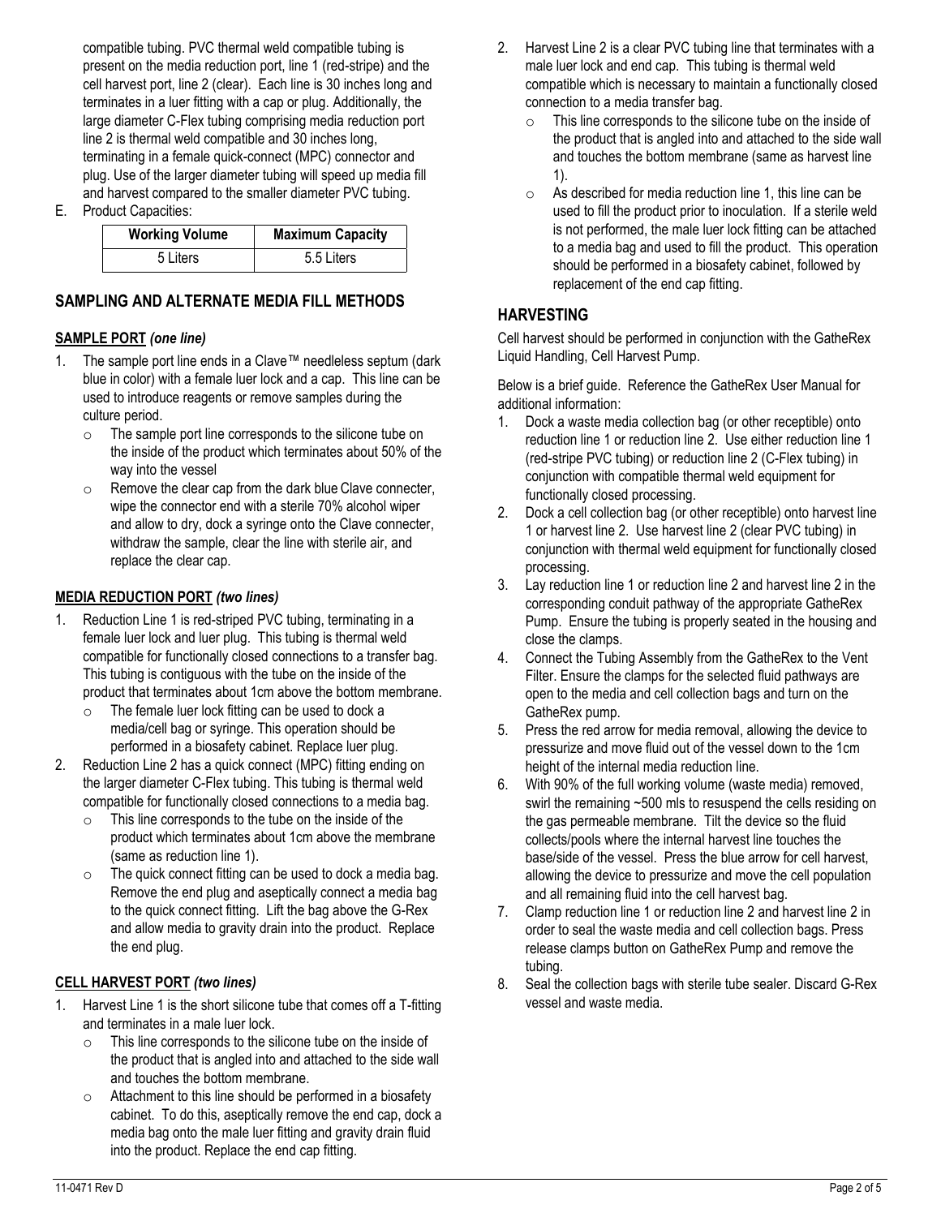compatible tubing. PVC thermal weld compatible tubing is present on the media reduction port, line 1 (red-stripe) and the cell harvest port, line 2 (clear). Each line is 30 inches long and terminates in a luer fitting with a cap or plug. Additionally, the large diameter C-Flex tubing comprising media reduction port line 2 is thermal weld compatible and 30 inches long, terminating in a female quick-connect (MPC) connector and plug. Use of the larger diameter tubing will speed up media fill and harvest compared to the smaller diameter PVC tubing.

E. Product Capacities:

| Working Volume | Maximum Capacity |
|---|---|
| 5 Liters | 5.5 Liters |

## SAMPLING AND ALTERNATE MEDIA FILL METHODS

### SAMPLE PORT *(one line)*

1. The sample port line ends in a Clave™ needleless septum (dark blue in color) with a female luer lock and a cap. This line can be used to introduce reagents or remove samples during the culture period.
   - The sample port line corresponds to the silicone tube on the inside of the product which terminates about 50% of the way into the vessel
   - Remove the clear cap from the dark blue Clave connecter, wipe the connector end with a sterile 70% alcohol wiper and allow to dry, dock a syringe onto the Clave connecter, withdraw the sample, clear the line with sterile air, and replace the clear cap.

### MEDIA REDUCTION PORT *(two lines)*

1. Reduction Line 1 is red-striped PVC tubing, terminating in a female luer lock and luer plug. This tubing is thermal weld compatible for functionally closed connections to a transfer bag. This tubing is contiguous with the tube on the inside of the product that terminates about 1cm above the bottom membrane.
   - The female luer lock fitting can be used to dock a media/cell bag or syringe. This operation should be performed in a biosafety cabinet. Replace luer plug.
2. Reduction Line 2 has a quick connect (MPC) fitting ending on the larger diameter C-Flex tubing. This tubing is thermal weld compatible for functionally closed connections to a media bag.
   - This line corresponds to the tube on the inside of the product which terminates about 1cm above the membrane (same as reduction line 1).
   - The quick connect fitting can be used to dock a media bag. Remove the end plug and aseptically connect a media bag to the quick connect fitting. Lift the bag above the G-Rex and allow media to gravity drain into the product. Replace the end plug.

### CELL HARVEST PORT *(two lines)*

1. Harvest Line 1 is the short silicone tube that comes off a T-fitting and terminates in a male luer lock.
   - This line corresponds to the silicone tube on the inside of the product that is angled into and attached to the side wall and touches the bottom membrane.
   - Attachment to this line should be performed in a biosafety cabinet. To do this, aseptically remove the end cap, dock a media bag onto the male luer fitting and gravity drain fluid into the product. Replace the end cap fitting.
2. Harvest Line 2 is a clear PVC tubing line that terminates with a male luer lock and end cap. This tubing is thermal weld compatible which is necessary to maintain a functionally closed connection to a media transfer bag.
   - This line corresponds to the silicone tube on the inside of the product that is angled into and attached to the side wall and touches the bottom membrane (same as harvest line 1).
   - As described for media reduction line 1, this line can be used to fill the product prior to inoculation. If a sterile weld is not performed, the male luer lock fitting can be attached to a media bag and used to fill the product. This operation should be performed in a biosafety cabinet, followed by replacement of the end cap fitting.

## HARVESTING

Cell harvest should be performed in conjunction with the GatheRex Liquid Handling, Cell Harvest Pump.

Below is a brief guide. Reference the GatheRex User Manual for additional information:

1. Dock a waste media collection bag (or other receptible) onto reduction line 1 or reduction line 2. Use either reduction line 1 (red-stripe PVC tubing) or reduction line 2 (C-Flex tubing) in conjunction with compatible thermal weld equipment for functionally closed processing.
2. Dock a cell collection bag (or other receptible) onto harvest line 1 or harvest line 2. Use harvest line 2 (clear PVC tubing) in conjunction with thermal weld equipment for functionally closed processing.
3. Lay reduction line 1 or reduction line 2 and harvest line 2 in the corresponding conduit pathway of the appropriate GatheRex Pump. Ensure the tubing is properly seated in the housing and close the clamps.
4. Connect the Tubing Assembly from the GatheRex to the Vent Filter. Ensure the clamps for the selected fluid pathways are open to the media and cell collection bags and turn on the GatheRex pump.
5. Press the red arrow for media removal, allowing the device to pressurize and move fluid out of the vessel down to the 1cm height of the internal media reduction line.
6. With 90% of the full working volume (waste media) removed, swirl the remaining ~500 mls to resuspend the cells residing on the gas permeable membrane. Tilt the device so the fluid collects/pools where the internal harvest line touches the base/side of the vessel. Press the blue arrow for cell harvest, allowing the device to pressurize and move the cell population and all remaining fluid into the cell harvest bag.
7. Clamp reduction line 1 or reduction line 2 and harvest line 2 in order to seal the waste media and cell collection bags. Press release clamps button on GatheRex Pump and remove the tubing.
8. Seal the collection bags with sterile tube sealer. Discard G-Rex vessel and waste media.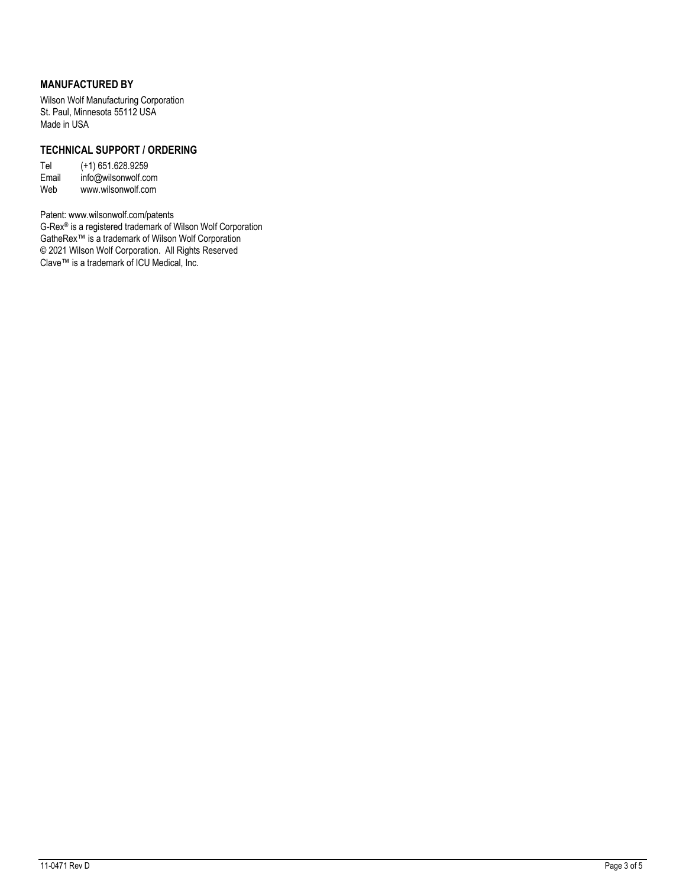## MANUFACTURED BY

Wilson Wolf Manufacturing Corporation
St. Paul, Minnesota 55112 USA
Made in USA

## TECHNICAL SUPPORT / ORDERING

Tel (+1) 651.628.9259
Email info@wilsonwolf.com
Web www.wilsonwolf.com

Patent: www.wilsonwolf.com/patents
G-Rex® is a registered trademark of Wilson Wolf Corporation
GatheRex™ is a trademark of Wilson Wolf Corporation
© 2021 Wilson Wolf Corporation. All Rights Reserved
Clave™ is a trademark of ICU Medical, Inc.

11-0471 Rev D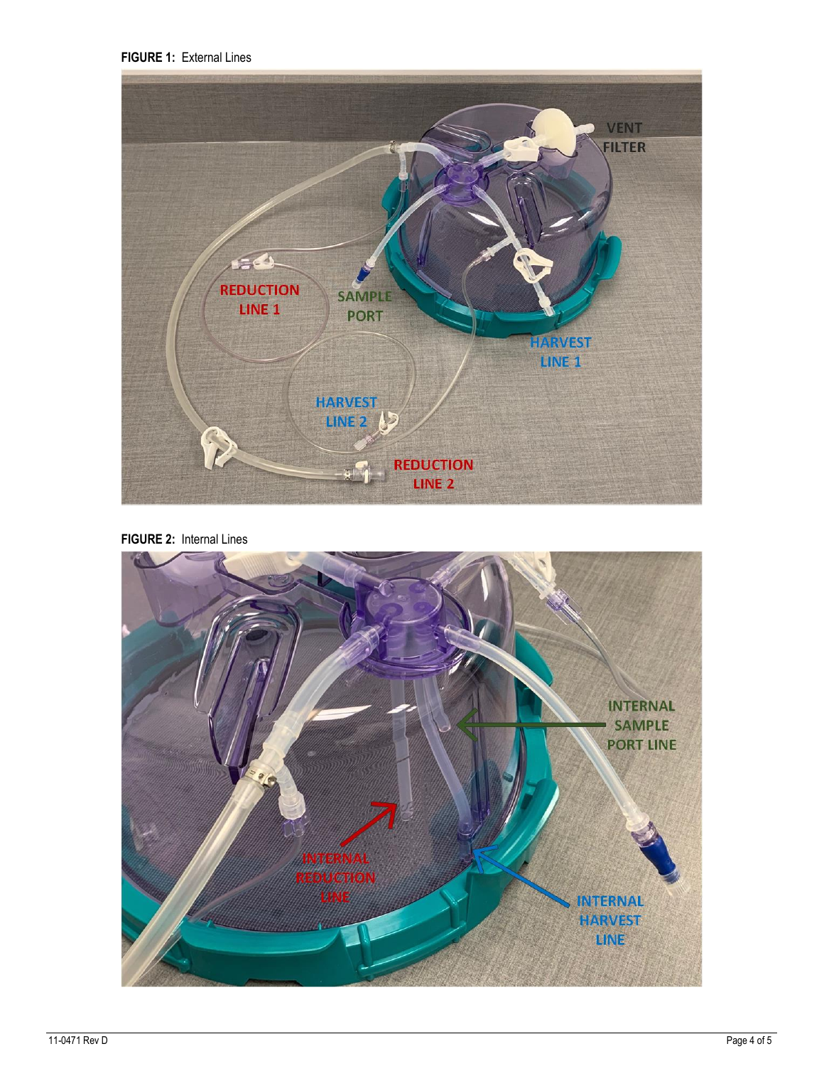**FIGURE 1:** External Lines

**FIGURE 2:** Internal Lines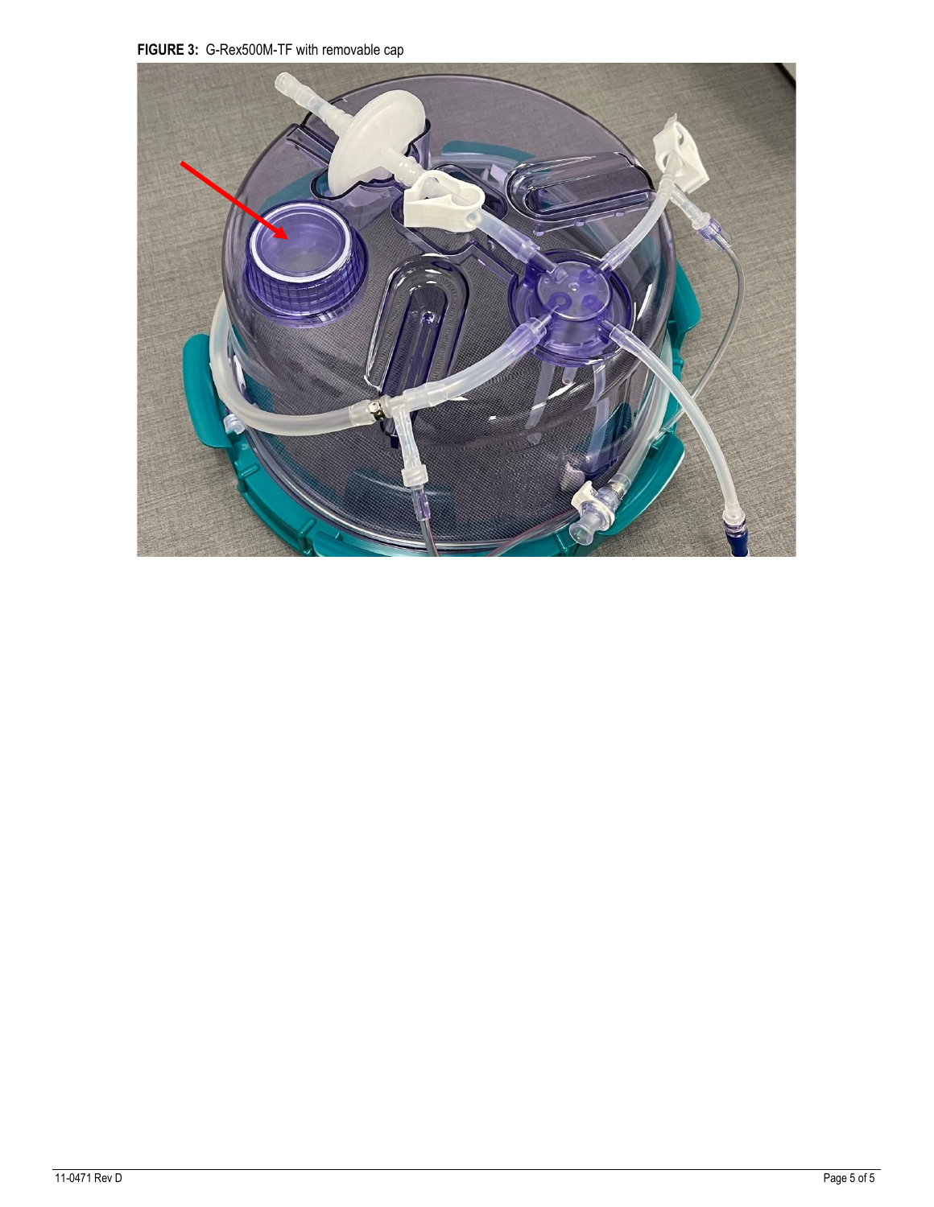**FIGURE 3:** G-Rex500M-TF with removable cap